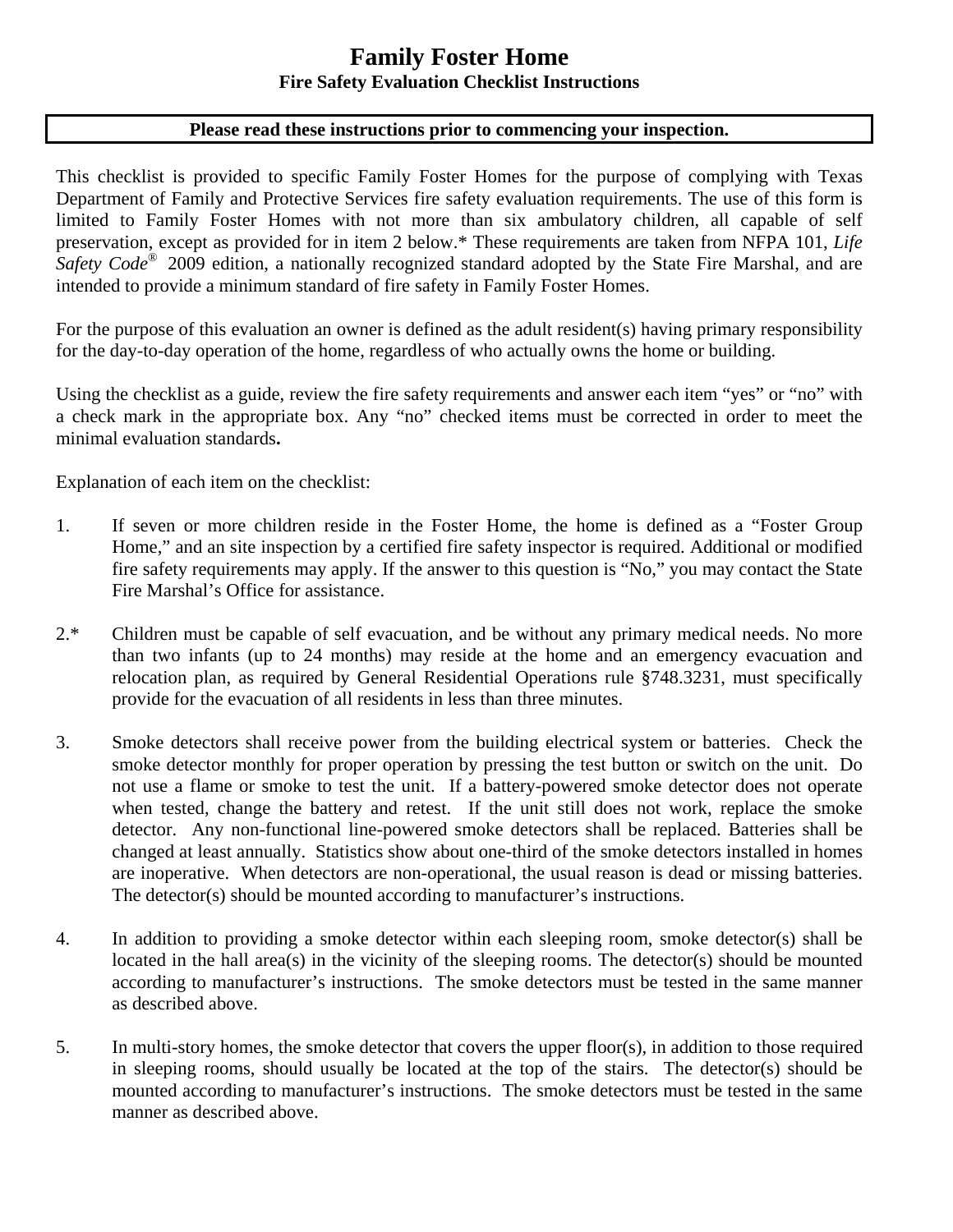# Family Foster Home

## Fire Safety Evaluation Checklist Instructions

**Please read these instructions prior to commencing your inspection.**

This checklist is provided to specific Family Foster Homes for the purpose of complying with Texas Department of Family and Protective Services fire safety evaluation requirements. The use of this form is limited to Family Foster Homes with not more than six ambulatory children, all capable of self preservation, except as provided for in item 2 below.* These requirements are taken from NFPA 101, *Life Safety Code®* 2009 edition, a nationally recognized standard adopted by the State Fire Marshal, and are intended to provide a minimum standard of fire safety in Family Foster Homes.

For the purpose of this evaluation an owner is defined as the adult resident(s) having primary responsibility for the day-to-day operation of the home, regardless of who actually owns the home or building.

Using the checklist as a guide, review the fire safety requirements and answer each item "yes" or "no" with a check mark in the appropriate box. Any "no" checked items must be corrected in order to meet the minimal evaluation standards**.**

Explanation of each item on the checklist:

1. If seven or more children reside in the Foster Home, the home is defined as a "Foster Group Home," and an site inspection by a certified fire safety inspector is required. Additional or modified fire safety requirements may apply. If the answer to this question is "No," you may contact the State Fire Marshal's Office for assistance.

2.* Children must be capable of self evacuation, and be without any primary medical needs. No more than two infants (up to 24 months) may reside at the home and an emergency evacuation and relocation plan, as required by General Residential Operations rule §748.3231, must specifically provide for the evacuation of all residents in less than three minutes.

3. Smoke detectors shall receive power from the building electrical system or batteries. Check the smoke detector monthly for proper operation by pressing the test button or switch on the unit. Do not use a flame or smoke to test the unit. If a battery-powered smoke detector does not operate when tested, change the battery and retest. If the unit still does not work, replace the smoke detector. Any non-functional line-powered smoke detectors shall be replaced. Batteries shall be changed at least annually. Statistics show about one-third of the smoke detectors installed in homes are inoperative. When detectors are non-operational, the usual reason is dead or missing batteries. The detector(s) should be mounted according to manufacturer's instructions.

4. In addition to providing a smoke detector within each sleeping room, smoke detector(s) shall be located in the hall area(s) in the vicinity of the sleeping rooms. The detector(s) should be mounted according to manufacturer's instructions. The smoke detectors must be tested in the same manner as described above.

5. In multi-story homes, the smoke detector that covers the upper floor(s), in addition to those required in sleeping rooms, should usually be located at the top of the stairs. The detector(s) should be mounted according to manufacturer's instructions. The smoke detectors must be tested in the same manner as described above.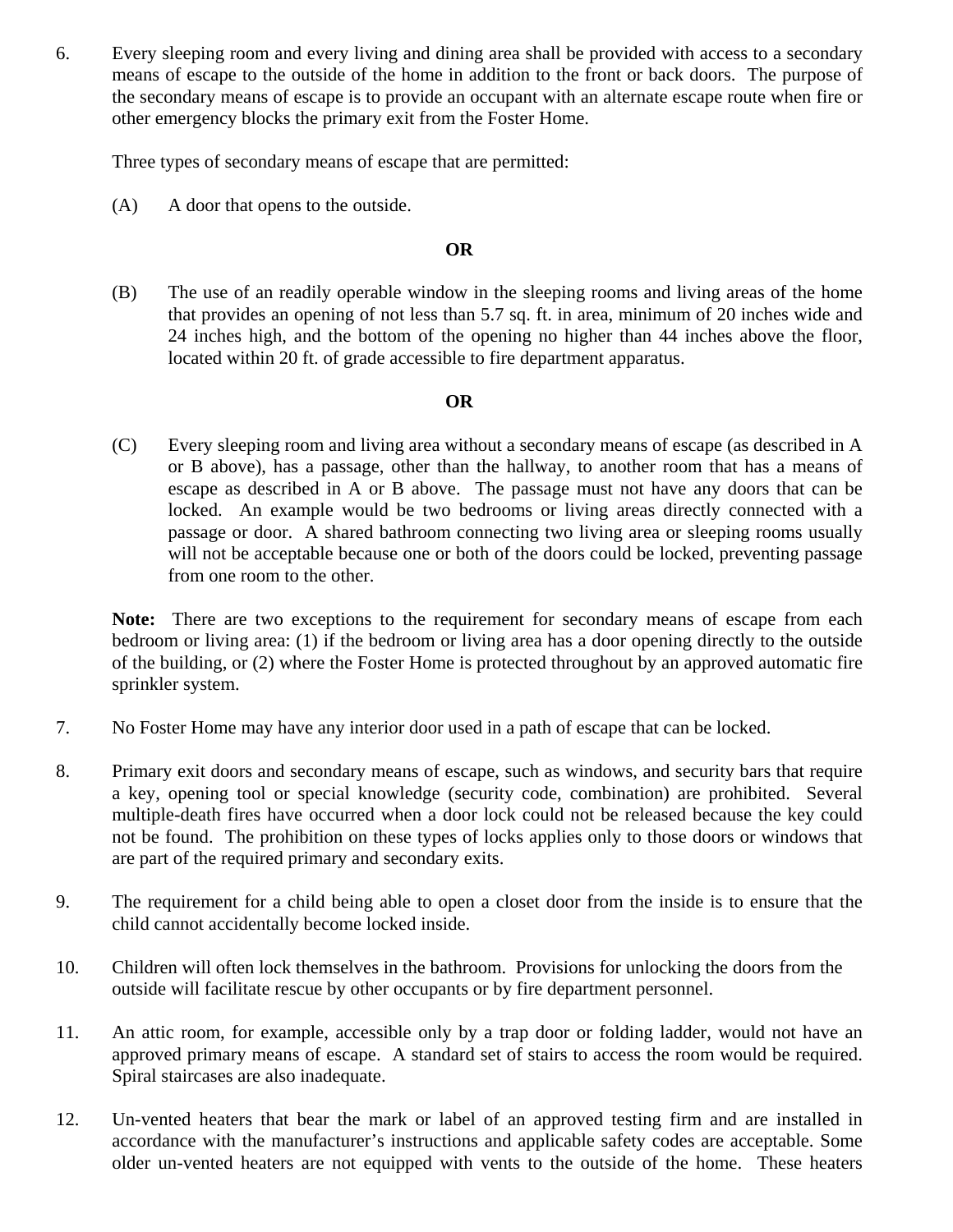6. Every sleeping room and every living and dining area shall be provided with access to a secondary means of escape to the outside of the home in addition to the front or back doors. The purpose of the secondary means of escape is to provide an occupant with an alternate escape route when fire or other emergency blocks the primary exit from the Foster Home.

   Three types of secondary means of escape that are permitted:

   (A) A door that opens to the outside.

   **OR**

   (B) The use of an readily operable window in the sleeping rooms and living areas of the home that provides an opening of not less than 5.7 sq. ft. in area, minimum of 20 inches wide and 24 inches high, and the bottom of the opening no higher than 44 inches above the floor, located within 20 ft. of grade accessible to fire department apparatus.

   **OR**

   (C) Every sleeping room and living area without a secondary means of escape (as described in A or B above), has a passage, other than the hallway, to another room that has a means of escape as described in A or B above. The passage must not have any doors that can be locked. An example would be two bedrooms or living areas directly connected with a passage or door. A shared bathroom connecting two living area or sleeping rooms usually will not be acceptable because one or both of the doors could be locked, preventing passage from one room to the other.

   **Note:** There are two exceptions to the requirement for secondary means of escape from each bedroom or living area: (1) if the bedroom or living area has a door opening directly to the outside of the building, or (2) where the Foster Home is protected throughout by an approved automatic fire sprinkler system.

7. No Foster Home may have any interior door used in a path of escape that can be locked.

8. Primary exit doors and secondary means of escape, such as windows, and security bars that require a key, opening tool or special knowledge (security code, combination) are prohibited. Several multiple-death fires have occurred when a door lock could not be released because the key could not be found. The prohibition on these types of locks applies only to those doors or windows that are part of the required primary and secondary exits.

9. The requirement for a child being able to open a closet door from the inside is to ensure that the child cannot accidentally become locked inside.

10. Children will often lock themselves in the bathroom. Provisions for unlocking the doors from the outside will facilitate rescue by other occupants or by fire department personnel.

11. An attic room, for example, accessible only by a trap door or folding ladder, would not have an approved primary means of escape. A standard set of stairs to access the room would be required. Spiral staircases are also inadequate.

12. Un-vented heaters that bear the mark or label of an approved testing firm and are installed in accordance with the manufacturer's instructions and applicable safety codes are acceptable. Some older un-vented heaters are not equipped with vents to the outside of the home. These heaters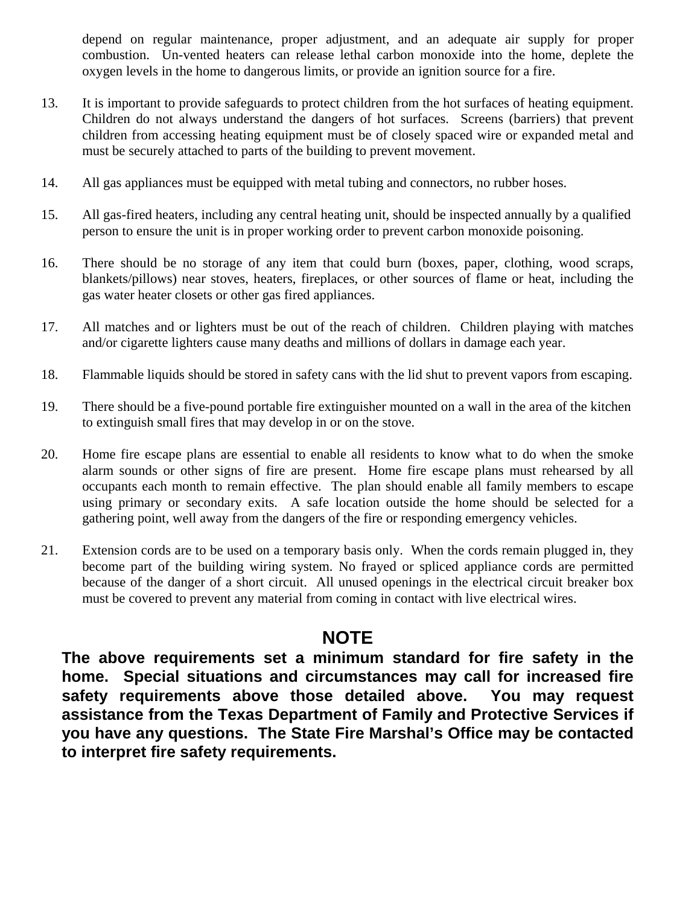depend on regular maintenance, proper adjustment, and an adequate air supply for proper combustion. Un-vented heaters can release lethal carbon monoxide into the home, deplete the oxygen levels in the home to dangerous limits, or provide an ignition source for a fire.

13. It is important to provide safeguards to protect children from the hot surfaces of heating equipment. Children do not always understand the dangers of hot surfaces. Screens (barriers) that prevent children from accessing heating equipment must be of closely spaced wire or expanded metal and must be securely attached to parts of the building to prevent movement.

14. All gas appliances must be equipped with metal tubing and connectors, no rubber hoses.

15. All gas-fired heaters, including any central heating unit, should be inspected annually by a qualified person to ensure the unit is in proper working order to prevent carbon monoxide poisoning.

16. There should be no storage of any item that could burn (boxes, paper, clothing, wood scraps, blankets/pillows) near stoves, heaters, fireplaces, or other sources of flame or heat, including the gas water heater closets or other gas fired appliances.

17. All matches and or lighters must be out of the reach of children. Children playing with matches and/or cigarette lighters cause many deaths and millions of dollars in damage each year.

18. Flammable liquids should be stored in safety cans with the lid shut to prevent vapors from escaping.

19. There should be a five-pound portable fire extinguisher mounted on a wall in the area of the kitchen to extinguish small fires that may develop in or on the stove.

20. Home fire escape plans are essential to enable all residents to know what to do when the smoke alarm sounds or other signs of fire are present. Home fire escape plans must rehearsed by all occupants each month to remain effective. The plan should enable all family members to escape using primary or secondary exits. A safe location outside the home should be selected for a gathering point, well away from the dangers of the fire or responding emergency vehicles.

21. Extension cords are to be used on a temporary basis only. When the cords remain plugged in, they become part of the building wiring system. No frayed or spliced appliance cords are permitted because of the danger of a short circuit. All unused openings in the electrical circuit breaker box must be covered to prevent any material from coming in contact with live electrical wires.

## NOTE

**The above requirements set a minimum standard for fire safety in the home. Special situations and circumstances may call for increased fire safety requirements above those detailed above. You may request assistance from the Texas Department of Family and Protective Services if you have any questions. The State Fire Marshal's Office may be contacted to interpret fire safety requirements.**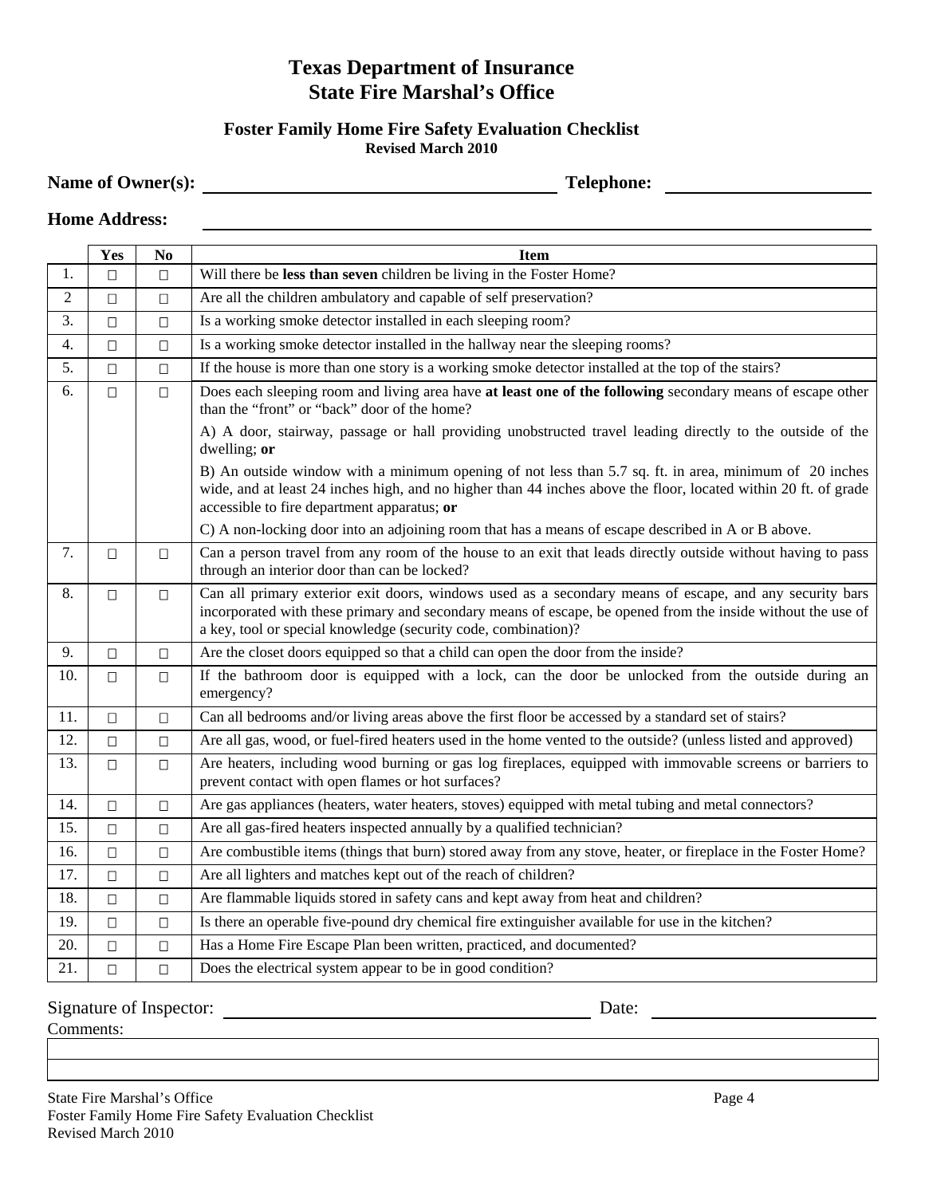# Texas Department of Insurance
# State Fire Marshal's Office

### Foster Family Home Fire Safety Evaluation Checklist
**Revised March 2010**

**Name of Owner(s):** ______________________ **Telephone:** ______________

**Home Address:** ______________________________________________

| | Yes | No | Item |
|---|---|---|---|
| 1. | □ | □ | Will there be **less than seven** children be living in the Foster Home? |
| 2 | □ | □ | Are all the children ambulatory and capable of self preservation? |
| 3. | □ | □ | Is a working smoke detector installed in each sleeping room? |
| 4. | □ | □ | Is a working smoke detector installed in the hallway near the sleeping rooms? |
| 5. | □ | □ | If the house is more than one story is a working smoke detector installed at the top of the stairs? |
| 6. | □ | □ | Does each sleeping room and living area have **at least one of the following** secondary means of escape other than the "front" or "back" door of the home? A) A door, stairway, passage or hall providing unobstructed travel leading directly to the outside of the dwelling; **or** B) An outside window with a minimum opening of not less than 5.7 sq. ft. in area, minimum of 20 inches wide, and at least 24 inches high, and no higher than 44 inches above the floor, located within 20 ft. of grade accessible to fire department apparatus; **or** C) A non-locking door into an adjoining room that has a means of escape described in A or B above. |
| 7. | □ | □ | Can a person travel from any room of the house to an exit that leads directly outside without having to pass through an interior door than can be locked? |
| 8. | □ | □ | Can all primary exterior exit doors, windows used as a secondary means of escape, and any security bars incorporated with these primary and secondary means of escape, be opened from the inside without the use of a key, tool or special knowledge (security code, combination)? |
| 9. | □ | □ | Are the closet doors equipped so that a child can open the door from the inside? |
| 10. | □ | □ | If the bathroom door is equipped with a lock, can the door be unlocked from the outside during an emergency? |
| 11. | □ | □ | Can all bedrooms and/or living areas above the first floor be accessed by a standard set of stairs? |
| 12. | □ | □ | Are all gas, wood, or fuel-fired heaters used in the home vented to the outside? (unless listed and approved) |
| 13. | □ | □ | Are heaters, including wood burning or gas log fireplaces, equipped with immovable screens or barriers to prevent contact with open flames or hot surfaces? |
| 14. | □ | □ | Are gas appliances (heaters, water heaters, stoves) equipped with metal tubing and metal connectors? |
| 15. | □ | □ | Are all gas-fired heaters inspected annually by a qualified technician? |
| 16. | □ | □ | Are combustible items (things that burn) stored away from any stove, heater, or fireplace in the Foster Home? |
| 17. | □ | □ | Are all lighters and matches kept out of the reach of children? |
| 18. | □ | □ | Are flammable liquids stored in safety cans and kept away from heat and children? |
| 19. | □ | □ | Is there an operable five-pound dry chemical fire extinguisher available for use in the kitchen? |
| 20. | □ | □ | Has a Home Fire Escape Plan been written, practiced, and documented? |
| 21. | □ | □ | Does the electrical system appear to be in good condition? |

Signature of Inspector: ______________________ Date: ______________

Comments:

| |
|---|
| |
| |